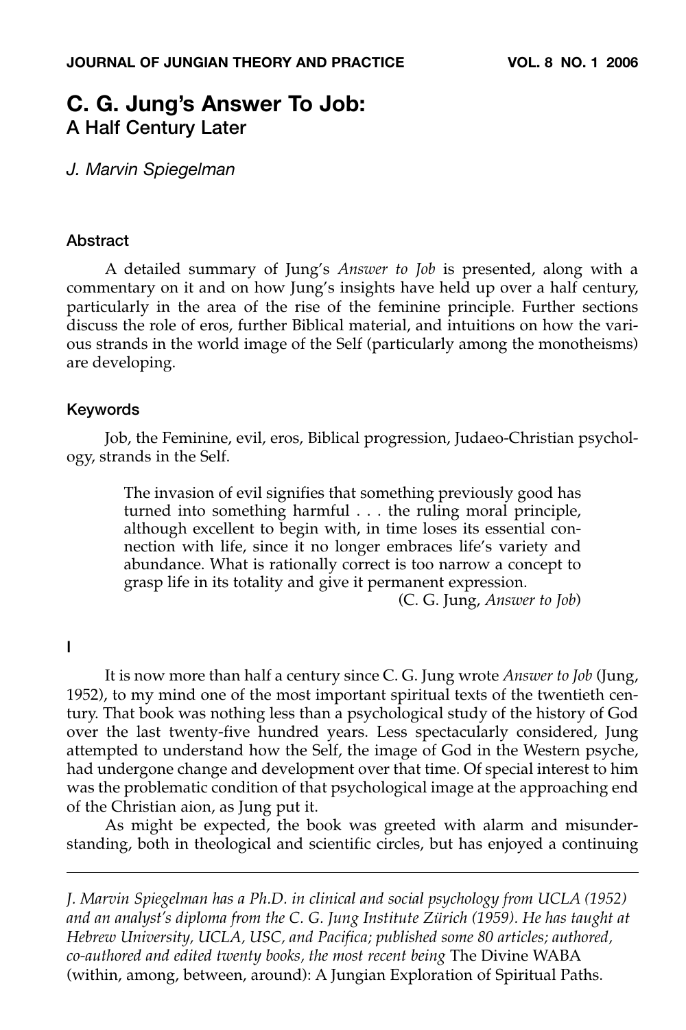# C. G. Jung's Answer To Job:
## A Half Century Later

*J. Marvin Spiegelman*

### Abstract

A detailed summary of Jung's *Answer to Job* is presented, along with a commentary on it and on how Jung's insights have held up over a half century, particularly in the area of the rise of the feminine principle. Further sections discuss the role of eros, further Biblical material, and intuitions on how the various strands in the world image of the Self (particularly among the monotheisms) are developing.

### Keywords

Job, the Feminine, evil, eros, Biblical progression, Judaeo-Christian psychology, strands in the Self.

> The invasion of evil signifies that something previously good has turned into something harmful . . . the ruling moral principle, although excellent to begin with, in time loses its essential connection with life, since it no longer embraces life's variety and abundance. What is rationally correct is too narrow a concept to grasp life in its totality and give it permanent expression.
>
> (C. G. Jung, *Answer to Job*)

## I

It is now more than half a century since C. G. Jung wrote *Answer to Job* (Jung, 1952), to my mind one of the most important spiritual texts of the twentieth century. That book was nothing less than a psychological study of the history of God over the last twenty-five hundred years. Less spectacularly considered, Jung attempted to understand how the Self, the image of God in the Western psyche, had undergone change and development over that time. Of special interest to him was the problematic condition of that psychological image at the approaching end of the Christian aion, as Jung put it.

As might be expected, the book was greeted with alarm and misunderstanding, both in theological and scientific circles, but has enjoyed a continuing

---

*J. Marvin Spiegelman has a Ph.D. in clinical and social psychology from UCLA (1952) and an analyst's diploma from the C. G. Jung Institute Zürich (1959). He has taught at Hebrew University, UCLA, USC, and Pacifica; published some 80 articles; authored, co-authored and edited twenty books, the most recent being* The Divine WABA (within, among, between, around): A Jungian Exploration of Spiritual Paths.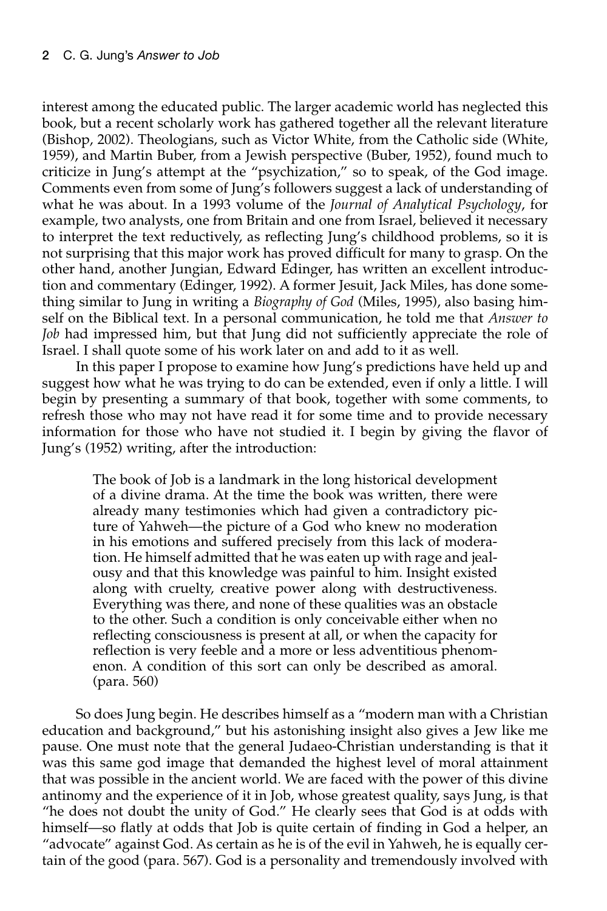interest among the educated public. The larger academic world has neglected this book, but a recent scholarly work has gathered together all the relevant literature (Bishop, 2002). Theologians, such as Victor White, from the Catholic side (White, 1959), and Martin Buber, from a Jewish perspective (Buber, 1952), found much to criticize in Jung's attempt at the "psychization," so to speak, of the God image. Comments even from some of Jung's followers suggest a lack of understanding of what he was about. In a 1993 volume of the *Journal of Analytical Psychology*, for example, two analysts, one from Britain and one from Israel, believed it necessary to interpret the text reductively, as reflecting Jung's childhood problems, so it is not surprising that this major work has proved difficult for many to grasp. On the other hand, another Jungian, Edward Edinger, has written an excellent introduction and commentary (Edinger, 1992). A former Jesuit, Jack Miles, has done something similar to Jung in writing a *Biography of God* (Miles, 1995), also basing himself on the Biblical text. In a personal communication, he told me that *Answer to Job* had impressed him, but that Jung did not sufficiently appreciate the role of Israel. I shall quote some of his work later on and add to it as well.

In this paper I propose to examine how Jung's predictions have held up and suggest how what he was trying to do can be extended, even if only a little. I will begin by presenting a summary of that book, together with some comments, to refresh those who may not have read it for some time and to provide necessary information for those who have not studied it. I begin by giving the flavor of Jung's (1952) writing, after the introduction:

> The book of Job is a landmark in the long historical development of a divine drama. At the time the book was written, there were already many testimonies which had given a contradictory picture of Yahweh—the picture of a God who knew no moderation in his emotions and suffered precisely from this lack of moderation. He himself admitted that he was eaten up with rage and jealousy and that this knowledge was painful to him. Insight existed along with cruelty, creative power along with destructiveness. Everything was there, and none of these qualities was an obstacle to the other. Such a condition is only conceivable either when no reflecting consciousness is present at all, or when the capacity for reflection is very feeble and a more or less adventitious phenomenon. A condition of this sort can only be described as amoral. (para. 560)

So does Jung begin. He describes himself as a "modern man with a Christian education and background," but his astonishing insight also gives a Jew like me pause. One must note that the general Judaeo-Christian understanding is that it was this same god image that demanded the highest level of moral attainment that was possible in the ancient world. We are faced with the power of this divine antinomy and the experience of it in Job, whose greatest quality, says Jung, is that "he does not doubt the unity of God." He clearly sees that God is at odds with himself—so flatly at odds that Job is quite certain of finding in God a helper, an "advocate" against God. As certain as he is of the evil in Yahweh, he is equally certain of the good (para. 567). God is a personality and tremendously involved with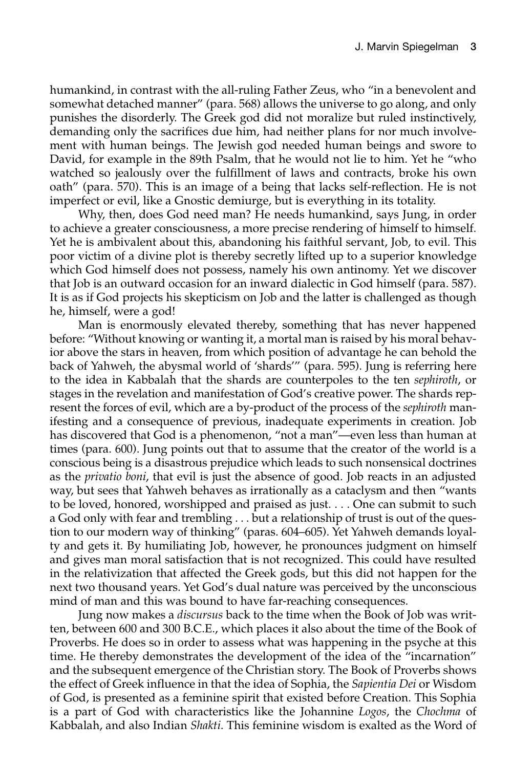humankind, in contrast with the all-ruling Father Zeus, who "in a benevolent and somewhat detached manner" (para. 568) allows the universe to go along, and only punishes the disorderly. The Greek god did not moralize but ruled instinctively, demanding only the sacrifices due him, had neither plans for nor much involvement with human beings. The Jewish god needed human beings and swore to David, for example in the 89th Psalm, that he would not lie to him. Yet he "who watched so jealously over the fulfillment of laws and contracts, broke his own oath" (para. 570). This is an image of a being that lacks self-reflection. He is not imperfect or evil, like a Gnostic demiurge, but is everything in its totality.

Why, then, does God need man? He needs humankind, says Jung, in order to achieve a greater consciousness, a more precise rendering of himself to himself. Yet he is ambivalent about this, abandoning his faithful servant, Job, to evil. This poor victim of a divine plot is thereby secretly lifted up to a superior knowledge which God himself does not possess, namely his own antinomy. Yet we discover that Job is an outward occasion for an inward dialectic in God himself (para. 587). It is as if God projects his skepticism on Job and the latter is challenged as though he, himself, were a god!

Man is enormously elevated thereby, something that has never happened before: "Without knowing or wanting it, a mortal man is raised by his moral behavior above the stars in heaven, from which position of advantage he can behold the back of Yahweh, the abysmal world of 'shards'" (para. 595). Jung is referring here to the idea in Kabbalah that the shards are counterpoles to the ten *sephiroth*, or stages in the revelation and manifestation of God's creative power. The shards represent the forces of evil, which are a by-product of the process of the *sephiroth* manifesting and a consequence of previous, inadequate experiments in creation. Job has discovered that God is a phenomenon, "not a man"—even less than human at times (para. 600). Jung points out that to assume that the creator of the world is a conscious being is a disastrous prejudice which leads to such nonsensical doctrines as the *privatio boni*, that evil is just the absence of good. Job reacts in an adjusted way, but sees that Yahweh behaves as irrationally as a cataclysm and then "wants to be loved, honored, worshipped and praised as just. . . . One can submit to such a God only with fear and trembling . . . but a relationship of trust is out of the question to our modern way of thinking" (paras. 604–605). Yet Yahweh demands loyalty and gets it. By humiliating Job, however, he pronounces judgment on himself and gives man moral satisfaction that is not recognized. This could have resulted in the relativization that affected the Greek gods, but this did not happen for the next two thousand years. Yet God's dual nature was perceived by the unconscious mind of man and this was bound to have far-reaching consequences.

Jung now makes a *discursus* back to the time when the Book of Job was written, between 600 and 300 B.C.E., which places it also about the time of the Book of Proverbs. He does so in order to assess what was happening in the psyche at this time. He thereby demonstrates the development of the idea of the "incarnation" and the subsequent emergence of the Christian story. The Book of Proverbs shows the effect of Greek influence in that the idea of Sophia, the *Sapientia Dei* or Wisdom of God, is presented as a feminine spirit that existed before Creation. This Sophia is a part of God with characteristics like the Johannine *Logos*, the *Chochma* of Kabbalah, and also Indian *Shakti*. This feminine wisdom is exalted as the Word of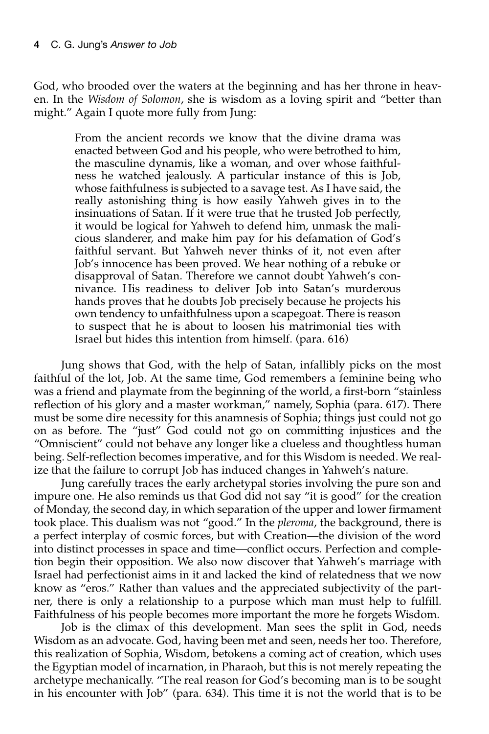God, who brooded over the waters at the beginning and has her throne in heaven. In the *Wisdom of Solomon*, she is wisdom as a loving spirit and "better than might." Again I quote more fully from Jung:

> From the ancient records we know that the divine drama was enacted between God and his people, who were betrothed to him, the masculine dynamis, like a woman, and over whose faithfulness he watched jealously. A particular instance of this is Job, whose faithfulness is subjected to a savage test. As I have said, the really astonishing thing is how easily Yahweh gives in to the insinuations of Satan. If it were true that he trusted Job perfectly, it would be logical for Yahweh to defend him, unmask the malicious slanderer, and make him pay for his defamation of God's faithful servant. But Yahweh never thinks of it, not even after Job's innocence has been proved. We hear nothing of a rebuke or disapproval of Satan. Therefore we cannot doubt Yahweh's connivance. His readiness to deliver Job into Satan's murderous hands proves that he doubts Job precisely because he projects his own tendency to unfaithfulness upon a scapegoat. There is reason to suspect that he is about to loosen his matrimonial ties with Israel but hides this intention from himself. (para. 616)

Jung shows that God, with the help of Satan, infallibly picks on the most faithful of the lot, Job. At the same time, God remembers a feminine being who was a friend and playmate from the beginning of the world, a first-born "stainless reflection of his glory and a master workman," namely, Sophia (para. 617). There must be some dire necessity for this anamnesis of Sophia; things just could not go on as before. The "just" God could not go on committing injustices and the "Omniscient" could not behave any longer like a clueless and thoughtless human being. Self-reflection becomes imperative, and for this Wisdom is needed. We realize that the failure to corrupt Job has induced changes in Yahweh's nature.

Jung carefully traces the early archetypal stories involving the pure son and impure one. He also reminds us that God did not say "it is good" for the creation of Monday, the second day, in which separation of the upper and lower firmament took place. This dualism was not "good." In the *pleroma*, the background, there is a perfect interplay of cosmic forces, but with Creation—the division of the word into distinct processes in space and time—conflict occurs. Perfection and completion begin their opposition. We also now discover that Yahweh's marriage with Israel had perfectionist aims in it and lacked the kind of relatedness that we now know as "eros." Rather than values and the appreciated subjectivity of the partner, there is only a relationship to a purpose which man must help to fulfill. Faithfulness of his people becomes more important the more he forgets Wisdom.

Job is the climax of this development. Man sees the split in God, needs Wisdom as an advocate. God, having been met and seen, needs her too. Therefore, this realization of Sophia, Wisdom, betokens a coming act of creation, which uses the Egyptian model of incarnation, in Pharaoh, but this is not merely repeating the archetype mechanically. "The real reason for God's becoming man is to be sought in his encounter with Job" (para. 634). This time it is not the world that is to be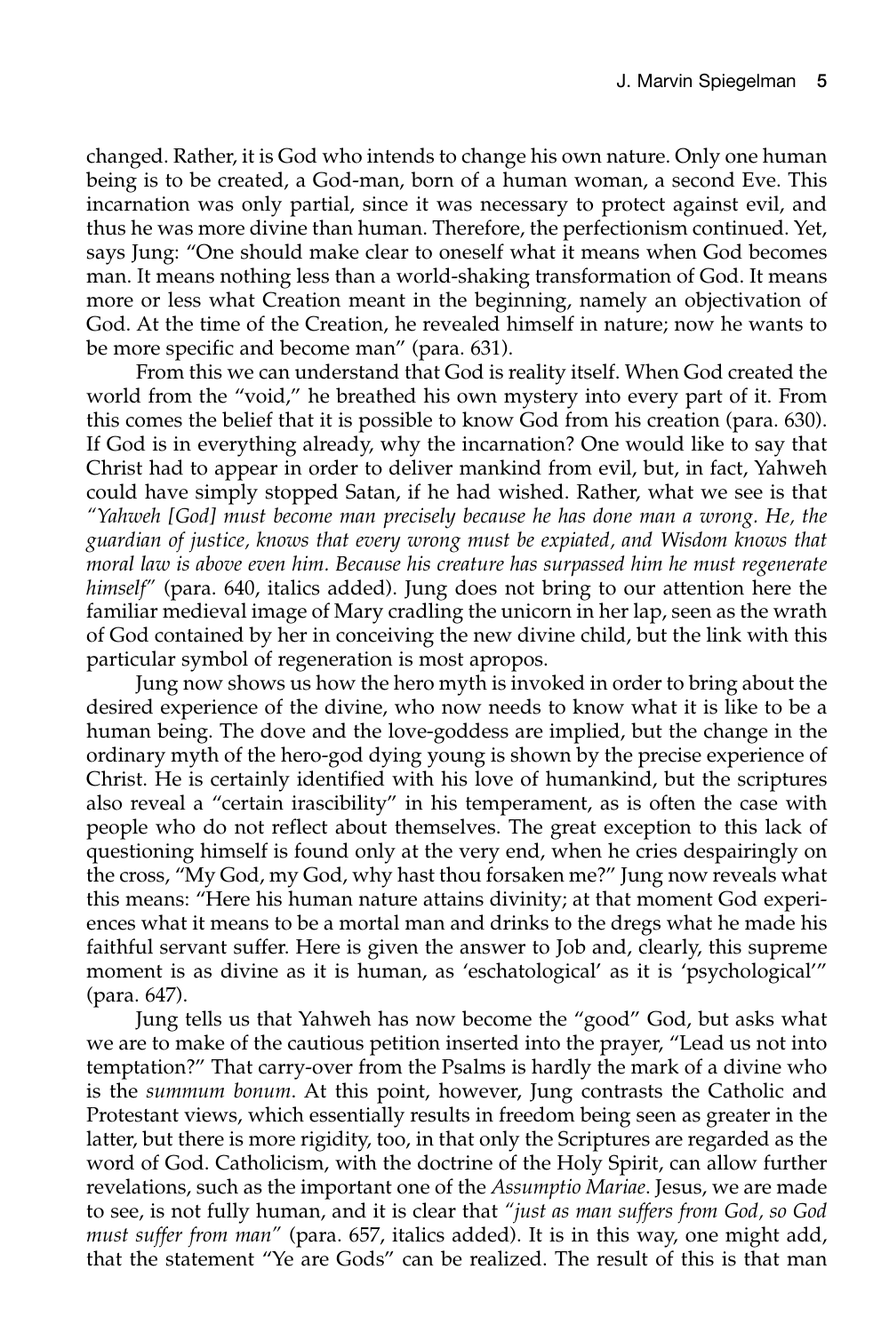changed. Rather, it is God who intends to change his own nature. Only one human being is to be created, a God-man, born of a human woman, a second Eve. This incarnation was only partial, since it was necessary to protect against evil, and thus he was more divine than human. Therefore, the perfectionism continued. Yet, says Jung: "One should make clear to oneself what it means when God becomes man. It means nothing less than a world-shaking transformation of God. It means more or less what Creation meant in the beginning, namely an objectivation of God. At the time of the Creation, he revealed himself in nature; now he wants to be more specific and become man" (para. 631).

From this we can understand that God is reality itself. When God created the world from the "void," he breathed his own mystery into every part of it. From this comes the belief that it is possible to know God from his creation (para. 630). If God is in everything already, why the incarnation? One would like to say that Christ had to appear in order to deliver mankind from evil, but, in fact, Yahweh could have simply stopped Satan, if he had wished. Rather, what we see is that *"Yahweh [God] must become man precisely because he has done man a wrong. He, the guardian of justice, knows that every wrong must be expiated, and Wisdom knows that moral law is above even him. Because his creature has surpassed him he must regenerate himself"* (para. 640, italics added). Jung does not bring to our attention here the familiar medieval image of Mary cradling the unicorn in her lap, seen as the wrath of God contained by her in conceiving the new divine child, but the link with this particular symbol of regeneration is most apropos.

Jung now shows us how the hero myth is invoked in order to bring about the desired experience of the divine, who now needs to know what it is like to be a human being. The dove and the love-goddess are implied, but the change in the ordinary myth of the hero-god dying young is shown by the precise experience of Christ. He is certainly identified with his love of humankind, but the scriptures also reveal a "certain irascibility" in his temperament, as is often the case with people who do not reflect about themselves. The great exception to this lack of questioning himself is found only at the very end, when he cries despairingly on the cross, "My God, my God, why hast thou forsaken me?" Jung now reveals what this means: "Here his human nature attains divinity; at that moment God experiences what it means to be a mortal man and drinks to the dregs what he made his faithful servant suffer. Here is given the answer to Job and, clearly, this supreme moment is as divine as it is human, as 'eschatological' as it is 'psychological'" (para. 647).

Jung tells us that Yahweh has now become the "good" God, but asks what we are to make of the cautious petition inserted into the prayer, "Lead us not into temptation?" That carry-over from the Psalms is hardly the mark of a divine who is the *summum bonum*. At this point, however, Jung contrasts the Catholic and Protestant views, which essentially results in freedom being seen as greater in the latter, but there is more rigidity, too, in that only the Scriptures are regarded as the word of God. Catholicism, with the doctrine of the Holy Spirit, can allow further revelations, such as the important one of the *Assumptio Mariae*. Jesus, we are made to see, is not fully human, and it is clear that *"just as man suffers from God, so God must suffer from man"* (para. 657, italics added). It is in this way, one might add, that the statement "Ye are Gods" can be realized. The result of this is that man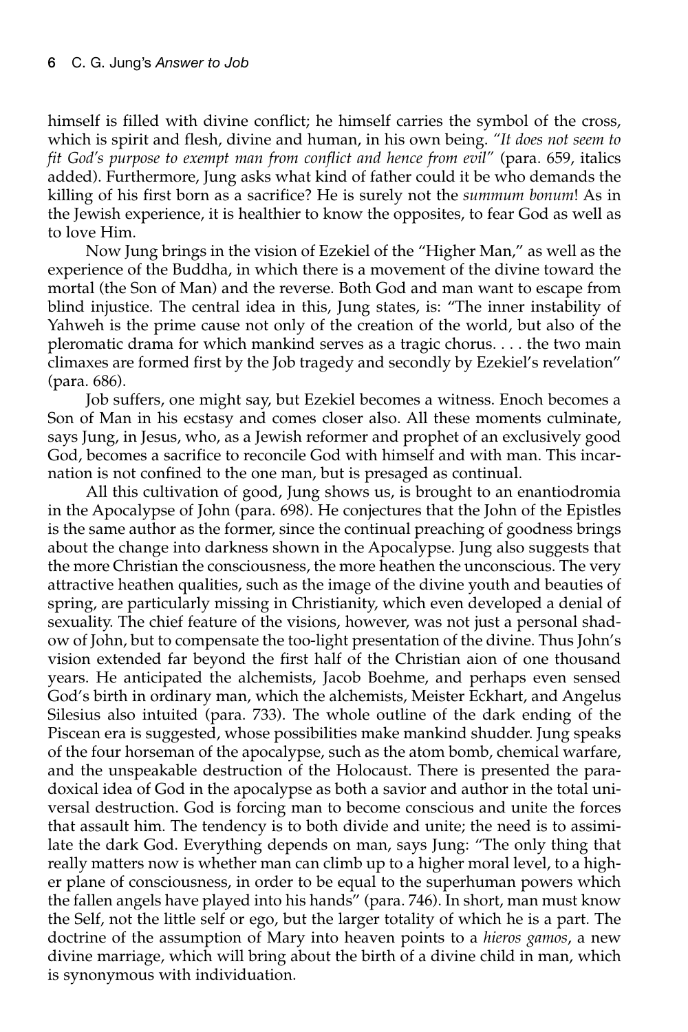himself is filled with divine conflict; he himself carries the symbol of the cross, which is spirit and flesh, divine and human, in his own being. *"It does not seem to fit God's purpose to exempt man from conflict and hence from evil"* (para. 659, italics added). Furthermore, Jung asks what kind of father could it be who demands the killing of his first born as a sacrifice? He is surely not the *summum bonum*! As in the Jewish experience, it is healthier to know the opposites, to fear God as well as to love Him.

Now Jung brings in the vision of Ezekiel of the "Higher Man," as well as the experience of the Buddha, in which there is a movement of the divine toward the mortal (the Son of Man) and the reverse. Both God and man want to escape from blind injustice. The central idea in this, Jung states, is: "The inner instability of Yahweh is the prime cause not only of the creation of the world, but also of the pleromatic drama for which mankind serves as a tragic chorus. . . . the two main climaxes are formed first by the Job tragedy and secondly by Ezekiel's revelation" (para. 686).

Job suffers, one might say, but Ezekiel becomes a witness. Enoch becomes a Son of Man in his ecstasy and comes closer also. All these moments culminate, says Jung, in Jesus, who, as a Jewish reformer and prophet of an exclusively good God, becomes a sacrifice to reconcile God with himself and with man. This incarnation is not confined to the one man, but is presaged as continual.

All this cultivation of good, Jung shows us, is brought to an enantiodromia in the Apocalypse of John (para. 698). He conjectures that the John of the Epistles is the same author as the former, since the continual preaching of goodness brings about the change into darkness shown in the Apocalypse. Jung also suggests that the more Christian the consciousness, the more heathen the unconscious. The very attractive heathen qualities, such as the image of the divine youth and beauties of spring, are particularly missing in Christianity, which even developed a denial of sexuality. The chief feature of the visions, however, was not just a personal shadow of John, but to compensate the too-light presentation of the divine. Thus John's vision extended far beyond the first half of the Christian aion of one thousand years. He anticipated the alchemists, Jacob Boehme, and perhaps even sensed God's birth in ordinary man, which the alchemists, Meister Eckhart, and Angelus Silesius also intuited (para. 733). The whole outline of the dark ending of the Piscean era is suggested, whose possibilities make mankind shudder. Jung speaks of the four horseman of the apocalypse, such as the atom bomb, chemical warfare, and the unspeakable destruction of the Holocaust. There is presented the paradoxical idea of God in the apocalypse as both a savior and author in the total universal destruction. God is forcing man to become conscious and unite the forces that assault him. The tendency is to both divide and unite; the need is to assimilate the dark God. Everything depends on man, says Jung: "The only thing that really matters now is whether man can climb up to a higher moral level, to a higher plane of consciousness, in order to be equal to the superhuman powers which the fallen angels have played into his hands" (para. 746). In short, man must know the Self, not the little self or ego, but the larger totality of which he is a part. The doctrine of the assumption of Mary into heaven points to a *hieros gamos*, a new divine marriage, which will bring about the birth of a divine child in man, which is synonymous with individuation.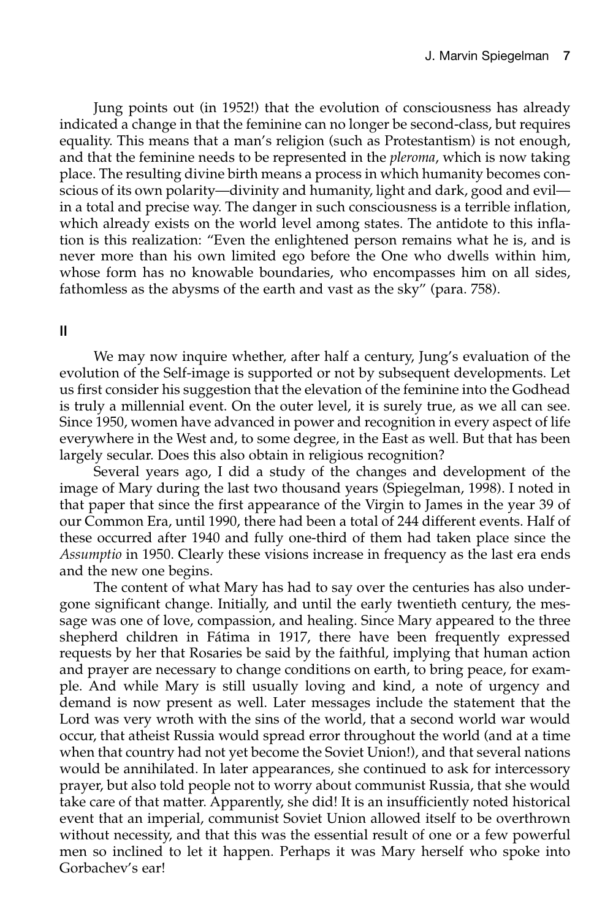Jung points out (in 1952!) that the evolution of consciousness has already indicated a change in that the feminine can no longer be second-class, but requires equality. This means that a man's religion (such as Protestantism) is not enough, and that the feminine needs to be represented in the *pleroma*, which is now taking place. The resulting divine birth means a process in which humanity becomes conscious of its own polarity—divinity and humanity, light and dark, good and evil—in a total and precise way. The danger in such consciousness is a terrible inflation, which already exists on the world level among states. The antidote to this inflation is this realization: "Even the enlightened person remains what he is, and is never more than his own limited ego before the One who dwells within him, whose form has no knowable boundaries, who encompasses him on all sides, fathomless as the abysms of the earth and vast as the sky" (para. 758).

## II

We may now inquire whether, after half a century, Jung's evaluation of the evolution of the Self-image is supported or not by subsequent developments. Let us first consider his suggestion that the elevation of the feminine into the Godhead is truly a millennial event. On the outer level, it is surely true, as we all can see. Since 1950, women have advanced in power and recognition in every aspect of life everywhere in the West and, to some degree, in the East as well. But that has been largely secular. Does this also obtain in religious recognition?

Several years ago, I did a study of the changes and development of the image of Mary during the last two thousand years (Spiegelman, 1998). I noted in that paper that since the first appearance of the Virgin to James in the year 39 of our Common Era, until 1990, there had been a total of 244 different events. Half of these occurred after 1940 and fully one-third of them had taken place since the *Assumptio* in 1950. Clearly these visions increase in frequency as the last era ends and the new one begins.

The content of what Mary has had to say over the centuries has also undergone significant change. Initially, and until the early twentieth century, the message was one of love, compassion, and healing. Since Mary appeared to the three shepherd children in Fátima in 1917, there have been frequently expressed requests by her that Rosaries be said by the faithful, implying that human action and prayer are necessary to change conditions on earth, to bring peace, for example. And while Mary is still usually loving and kind, a note of urgency and demand is now present as well. Later messages include the statement that the Lord was very wroth with the sins of the world, that a second world war would occur, that atheist Russia would spread error throughout the world (and at a time when that country had not yet become the Soviet Union!), and that several nations would be annihilated. In later appearances, she continued to ask for intercessory prayer, but also told people not to worry about communist Russia, that she would take care of that matter. Apparently, she did! It is an insufficiently noted historical event that an imperial, communist Soviet Union allowed itself to be overthrown without necessity, and that this was the essential result of one or a few powerful men so inclined to let it happen. Perhaps it was Mary herself who spoke into Gorbachev's ear!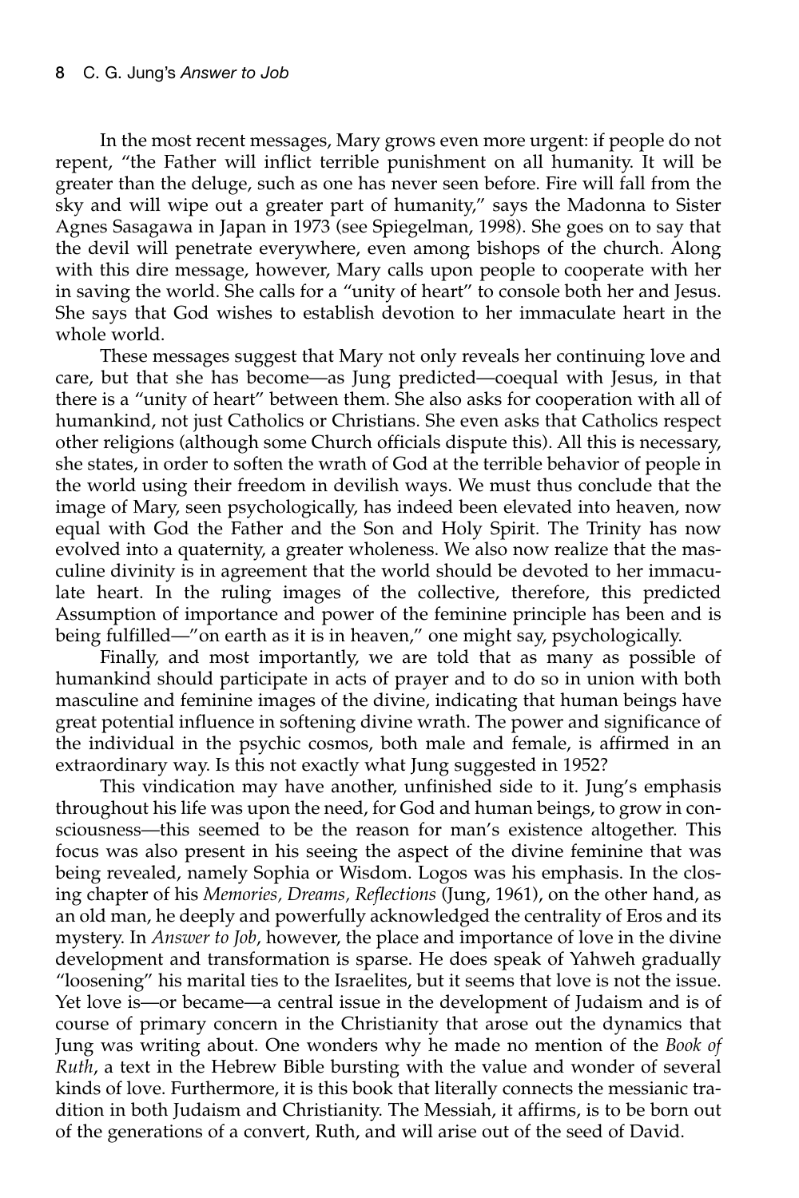In the most recent messages, Mary grows even more urgent: if people do not repent, "the Father will inflict terrible punishment on all humanity. It will be greater than the deluge, such as one has never seen before. Fire will fall from the sky and will wipe out a greater part of humanity," says the Madonna to Sister Agnes Sasagawa in Japan in 1973 (see Spiegelman, 1998). She goes on to say that the devil will penetrate everywhere, even among bishops of the church. Along with this dire message, however, Mary calls upon people to cooperate with her in saving the world. She calls for a "unity of heart" to console both her and Jesus. She says that God wishes to establish devotion to her immaculate heart in the whole world.

These messages suggest that Mary not only reveals her continuing love and care, but that she has become—as Jung predicted—coequal with Jesus, in that there is a "unity of heart" between them. She also asks for cooperation with all of humankind, not just Catholics or Christians. She even asks that Catholics respect other religions (although some Church officials dispute this). All this is necessary, she states, in order to soften the wrath of God at the terrible behavior of people in the world using their freedom in devilish ways. We must thus conclude that the image of Mary, seen psychologically, has indeed been elevated into heaven, now equal with God the Father and the Son and Holy Spirit. The Trinity has now evolved into a quaternity, a greater wholeness. We also now realize that the masculine divinity is in agreement that the world should be devoted to her immaculate heart. In the ruling images of the collective, therefore, this predicted Assumption of importance and power of the feminine principle has been and is being fulfilled—"on earth as it is in heaven," one might say, psychologically.

Finally, and most importantly, we are told that as many as possible of humankind should participate in acts of prayer and to do so in union with both masculine and feminine images of the divine, indicating that human beings have great potential influence in softening divine wrath. The power and significance of the individual in the psychic cosmos, both male and female, is affirmed in an extraordinary way. Is this not exactly what Jung suggested in 1952?

This vindication may have another, unfinished side to it. Jung's emphasis throughout his life was upon the need, for God and human beings, to grow in consciousness—this seemed to be the reason for man's existence altogether. This focus was also present in his seeing the aspect of the divine feminine that was being revealed, namely Sophia or Wisdom. Logos was his emphasis. In the closing chapter of his *Memories, Dreams, Reflections* (Jung, 1961), on the other hand, as an old man, he deeply and powerfully acknowledged the centrality of Eros and its mystery. In *Answer to Job*, however, the place and importance of love in the divine development and transformation is sparse. He does speak of Yahweh gradually "loosening" his marital ties to the Israelites, but it seems that love is not the issue. Yet love is—or became—a central issue in the development of Judaism and is of course of primary concern in the Christianity that arose out the dynamics that Jung was writing about. One wonders why he made no mention of the *Book of Ruth*, a text in the Hebrew Bible bursting with the value and wonder of several kinds of love. Furthermore, it is this book that literally connects the messianic tradition in both Judaism and Christianity. The Messiah, it affirms, is to be born out of the generations of a convert, Ruth, and will arise out of the seed of David.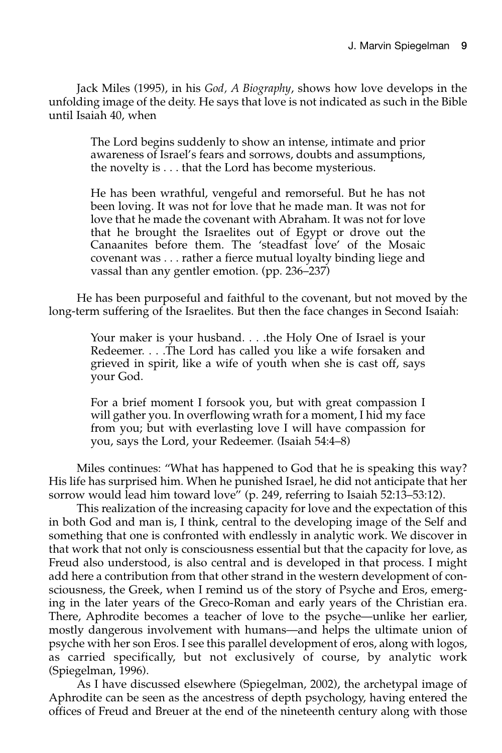Jack Miles (1995), in his *God, A Biography*, shows how love develops in the unfolding image of the deity. He says that love is not indicated as such in the Bible until Isaiah 40, when

> The Lord begins suddenly to show an intense, intimate and prior awareness of Israel's fears and sorrows, doubts and assumptions, the novelty is . . . that the Lord has become mysterious.
>
> He has been wrathful, vengeful and remorseful. But he has not been loving. It was not for love that he made man. It was not for love that he made the covenant with Abraham. It was not for love that he brought the Israelites out of Egypt or drove out the Canaanites before them. The 'steadfast love' of the Mosaic covenant was . . . rather a fierce mutual loyalty binding liege and vassal than any gentler emotion. (pp. 236–237)

He has been purposeful and faithful to the covenant, but not moved by the long-term suffering of the Israelites. But then the face changes in Second Isaiah:

> Your maker is your husband. . . .the Holy One of Israel is your Redeemer. . . .The Lord has called you like a wife forsaken and grieved in spirit, like a wife of youth when she is cast off, says your God.
>
> For a brief moment I forsook you, but with great compassion I will gather you. In overflowing wrath for a moment, I hid my face from you; but with everlasting love I will have compassion for you, says the Lord, your Redeemer. (Isaiah 54:4–8)

Miles continues: "What has happened to God that he is speaking this way? His life has surprised him. When he punished Israel, he did not anticipate that her sorrow would lead him toward love" (p. 249, referring to Isaiah 52:13–53:12).

This realization of the increasing capacity for love and the expectation of this in both God and man is, I think, central to the developing image of the Self and something that one is confronted with endlessly in analytic work. We discover in that work that not only is consciousness essential but that the capacity for love, as Freud also understood, is also central and is developed in that process. I might add here a contribution from that other strand in the western development of consciousness, the Greek, when I remind us of the story of Psyche and Eros, emerging in the later years of the Greco-Roman and early years of the Christian era. There, Aphrodite becomes a teacher of love to the psyche—unlike her earlier, mostly dangerous involvement with humans—and helps the ultimate union of psyche with her son Eros. I see this parallel development of eros, along with logos, as carried specifically, but not exclusively of course, by analytic work (Spiegelman, 1996).

As I have discussed elsewhere (Spiegelman, 2002), the archetypal image of Aphrodite can be seen as the ancestress of depth psychology, having entered the offices of Freud and Breuer at the end of the nineteenth century along with those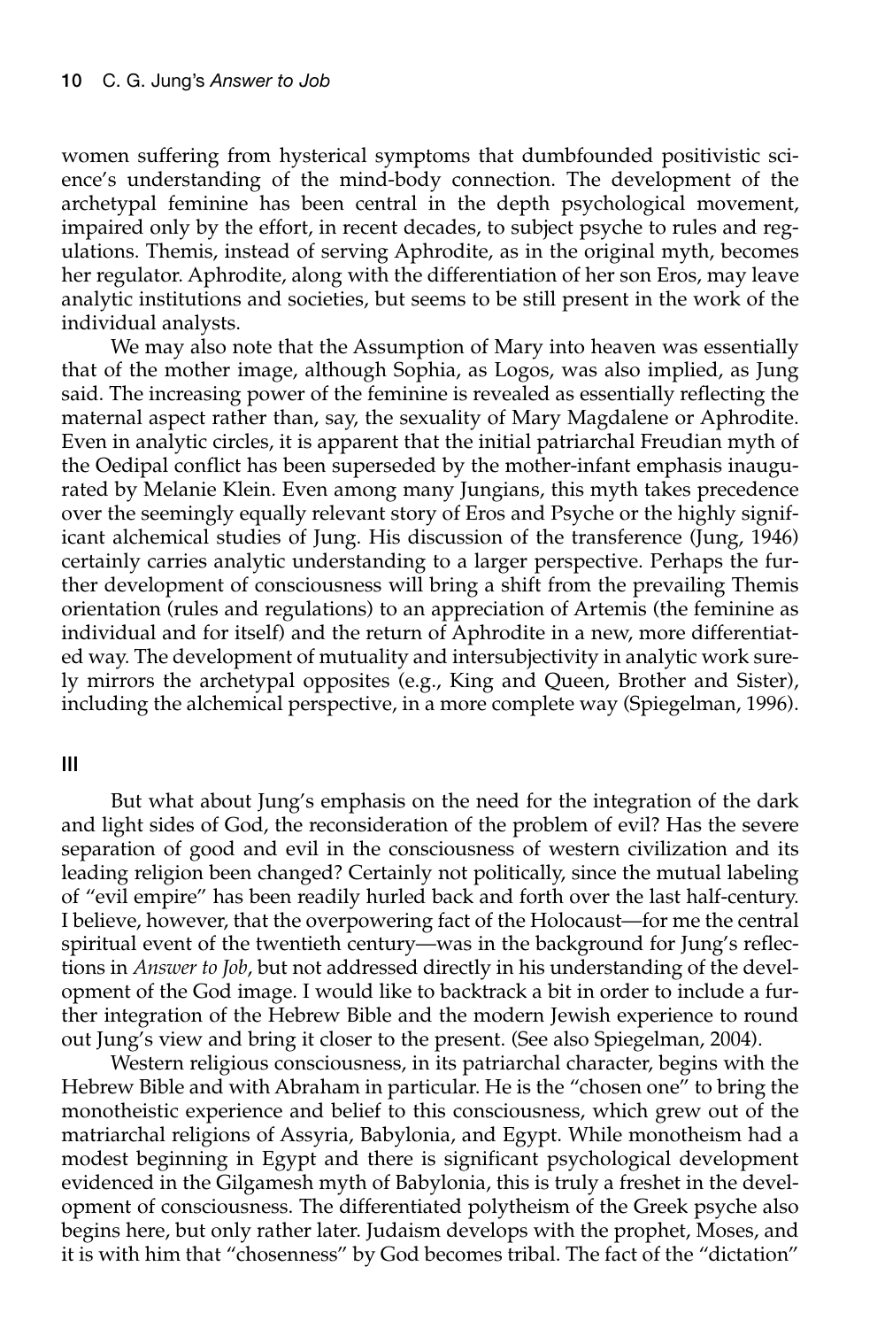women suffering from hysterical symptoms that dumbfounded positivistic science's understanding of the mind-body connection. The development of the archetypal feminine has been central in the depth psychological movement, impaired only by the effort, in recent decades, to subject psyche to rules and regulations. Themis, instead of serving Aphrodite, as in the original myth, becomes her regulator. Aphrodite, along with the differentiation of her son Eros, may leave analytic institutions and societies, but seems to be still present in the work of the individual analysts.

We may also note that the Assumption of Mary into heaven was essentially that of the mother image, although Sophia, as Logos, was also implied, as Jung said. The increasing power of the feminine is revealed as essentially reflecting the maternal aspect rather than, say, the sexuality of Mary Magdalene or Aphrodite. Even in analytic circles, it is apparent that the initial patriarchal Freudian myth of the Oedipal conflict has been superseded by the mother-infant emphasis inaugurated by Melanie Klein. Even among many Jungians, this myth takes precedence over the seemingly equally relevant story of Eros and Psyche or the highly significant alchemical studies of Jung. His discussion of the transference (Jung, 1946) certainly carries analytic understanding to a larger perspective. Perhaps the further development of consciousness will bring a shift from the prevailing Themis orientation (rules and regulations) to an appreciation of Artemis (the feminine as individual and for itself) and the return of Aphrodite in a new, more differentiated way. The development of mutuality and intersubjectivity in analytic work surely mirrors the archetypal opposites (e.g., King and Queen, Brother and Sister), including the alchemical perspective, in a more complete way (Spiegelman, 1996).

## III

But what about Jung's emphasis on the need for the integration of the dark and light sides of God, the reconsideration of the problem of evil? Has the severe separation of good and evil in the consciousness of western civilization and its leading religion been changed? Certainly not politically, since the mutual labeling of "evil empire" has been readily hurled back and forth over the last half-century. I believe, however, that the overpowering fact of the Holocaust—for me the central spiritual event of the twentieth century—was in the background for Jung's reflections in *Answer to Job*, but not addressed directly in his understanding of the development of the God image. I would like to backtrack a bit in order to include a further integration of the Hebrew Bible and the modern Jewish experience to round out Jung's view and bring it closer to the present. (See also Spiegelman, 2004).

Western religious consciousness, in its patriarchal character, begins with the Hebrew Bible and with Abraham in particular. He is the "chosen one" to bring the monotheistic experience and belief to this consciousness, which grew out of the matriarchal religions of Assyria, Babylonia, and Egypt. While monotheism had a modest beginning in Egypt and there is significant psychological development evidenced in the Gilgamesh myth of Babylonia, this is truly a freshet in the development of consciousness. The differentiated polytheism of the Greek psyche also begins here, but only rather later. Judaism develops with the prophet, Moses, and it is with him that "chosenness" by God becomes tribal. The fact of the "dictation"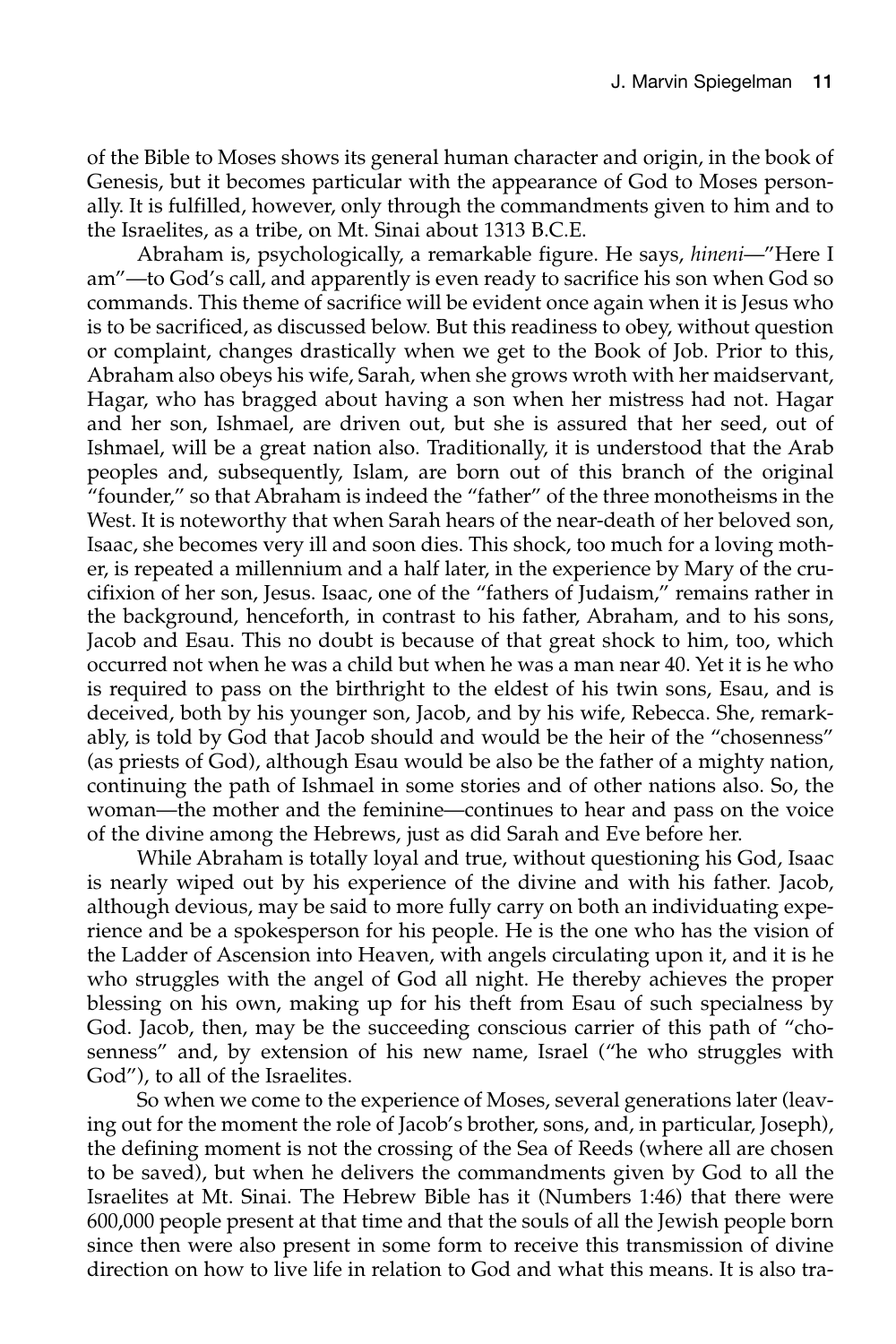of the Bible to Moses shows its general human character and origin, in the book of Genesis, but it becomes particular with the appearance of God to Moses personally. It is fulfilled, however, only through the commandments given to him and to the Israelites, as a tribe, on Mt. Sinai about 1313 B.C.E.

Abraham is, psychologically, a remarkable figure. He says, *hineni*—"Here I am"—to God's call, and apparently is even ready to sacrifice his son when God so commands. This theme of sacrifice will be evident once again when it is Jesus who is to be sacrificed, as discussed below. But this readiness to obey, without question or complaint, changes drastically when we get to the Book of Job. Prior to this, Abraham also obeys his wife, Sarah, when she grows wroth with her maidservant, Hagar, who has bragged about having a son when her mistress had not. Hagar and her son, Ishmael, are driven out, but she is assured that her seed, out of Ishmael, will be a great nation also. Traditionally, it is understood that the Arab peoples and, subsequently, Islam, are born out of this branch of the original "founder," so that Abraham is indeed the "father" of the three monotheisms in the West. It is noteworthy that when Sarah hears of the near-death of her beloved son, Isaac, she becomes very ill and soon dies. This shock, too much for a loving mother, is repeated a millennium and a half later, in the experience by Mary of the crucifixion of her son, Jesus. Isaac, one of the "fathers of Judaism," remains rather in the background, henceforth, in contrast to his father, Abraham, and to his sons, Jacob and Esau. This no doubt is because of that great shock to him, too, which occurred not when he was a child but when he was a man near 40. Yet it is he who is required to pass on the birthright to the eldest of his twin sons, Esau, and is deceived, both by his younger son, Jacob, and by his wife, Rebecca. She, remarkably, is told by God that Jacob should and would be the heir of the "chosenness" (as priests of God), although Esau would be also be the father of a mighty nation, continuing the path of Ishmael in some stories and of other nations also. So, the woman—the mother and the feminine—continues to hear and pass on the voice of the divine among the Hebrews, just as did Sarah and Eve before her.

While Abraham is totally loyal and true, without questioning his God, Isaac is nearly wiped out by his experience of the divine and with his father. Jacob, although devious, may be said to more fully carry on both an individuating experience and be a spokesperson for his people. He is the one who has the vision of the Ladder of Ascension into Heaven, with angels circulating upon it, and it is he who struggles with the angel of God all night. He thereby achieves the proper blessing on his own, making up for his theft from Esau of such specialness by God. Jacob, then, may be the succeeding conscious carrier of this path of "chosenness" and, by extension of his new name, Israel ("he who struggles with God"), to all of the Israelites.

So when we come to the experience of Moses, several generations later (leaving out for the moment the role of Jacob's brother, sons, and, in particular, Joseph), the defining moment is not the crossing of the Sea of Reeds (where all are chosen to be saved), but when he delivers the commandments given by God to all the Israelites at Mt. Sinai. The Hebrew Bible has it (Numbers 1:46) that there were 600,000 people present at that time and that the souls of all the Jewish people born since then were also present in some form to receive this transmission of divine direction on how to live life in relation to God and what this means. It is also tra-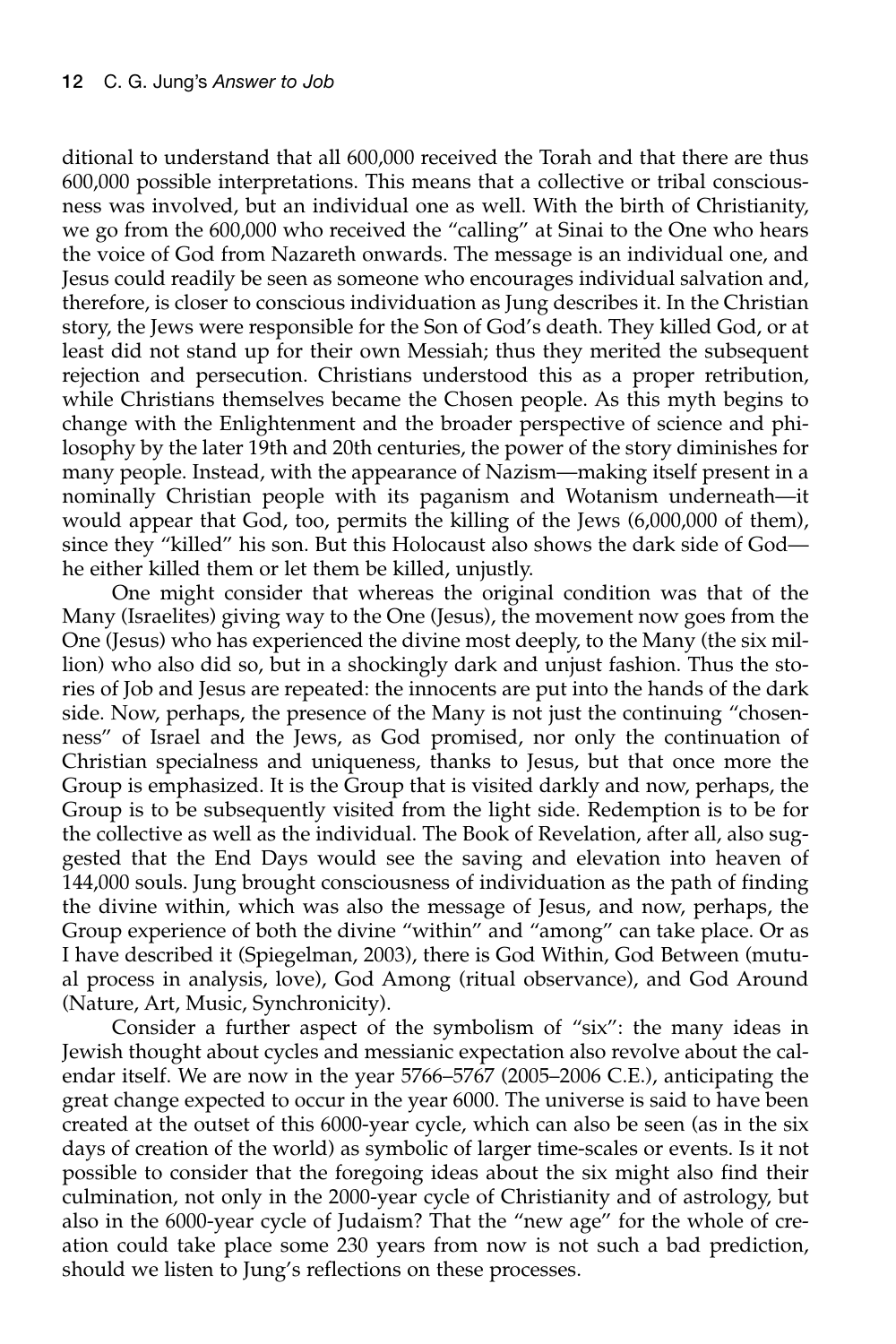ditional to understand that all 600,000 received the Torah and that there are thus 600,000 possible interpretations. This means that a collective or tribal consciousness was involved, but an individual one as well. With the birth of Christianity, we go from the 600,000 who received the "calling" at Sinai to the One who hears the voice of God from Nazareth onwards. The message is an individual one, and Jesus could readily be seen as someone who encourages individual salvation and, therefore, is closer to conscious individuation as Jung describes it. In the Christian story, the Jews were responsible for the Son of God's death. They killed God, or at least did not stand up for their own Messiah; thus they merited the subsequent rejection and persecution. Christians understood this as a proper retribution, while Christians themselves became the Chosen people. As this myth begins to change with the Enlightenment and the broader perspective of science and philosophy by the later 19th and 20th centuries, the power of the story diminishes for many people. Instead, with the appearance of Nazism—making itself present in a nominally Christian people with its paganism and Wotanism underneath—it would appear that God, too, permits the killing of the Jews (6,000,000 of them), since they "killed" his son. But this Holocaust also shows the dark side of God—he either killed them or let them be killed, unjustly.

One might consider that whereas the original condition was that of the Many (Israelites) giving way to the One (Jesus), the movement now goes from the One (Jesus) who has experienced the divine most deeply, to the Many (the six million) who also did so, but in a shockingly dark and unjust fashion. Thus the stories of Job and Jesus are repeated: the innocents are put into the hands of the dark side. Now, perhaps, the presence of the Many is not just the continuing "chosenness" of Israel and the Jews, as God promised, nor only the continuation of Christian specialness and uniqueness, thanks to Jesus, but that once more the Group is emphasized. It is the Group that is visited darkly and now, perhaps, the Group is to be subsequently visited from the light side. Redemption is to be for the collective as well as the individual. The Book of Revelation, after all, also suggested that the End Days would see the saving and elevation into heaven of 144,000 souls. Jung brought consciousness of individuation as the path of finding the divine within, which was also the message of Jesus, and now, perhaps, the Group experience of both the divine "within" and "among" can take place. Or as I have described it (Spiegelman, 2003), there is God Within, God Between (mutual process in analysis, love), God Among (ritual observance), and God Around (Nature, Art, Music, Synchronicity).

Consider a further aspect of the symbolism of "six": the many ideas in Jewish thought about cycles and messianic expectation also revolve about the calendar itself. We are now in the year 5766–5767 (2005–2006 C.E.), anticipating the great change expected to occur in the year 6000. The universe is said to have been created at the outset of this 6000-year cycle, which can also be seen (as in the six days of creation of the world) as symbolic of larger time-scales or events. Is it not possible to consider that the foregoing ideas about the six might also find their culmination, not only in the 2000-year cycle of Christianity and of astrology, but also in the 6000-year cycle of Judaism? That the "new age" for the whole of creation could take place some 230 years from now is not such a bad prediction, should we listen to Jung's reflections on these processes.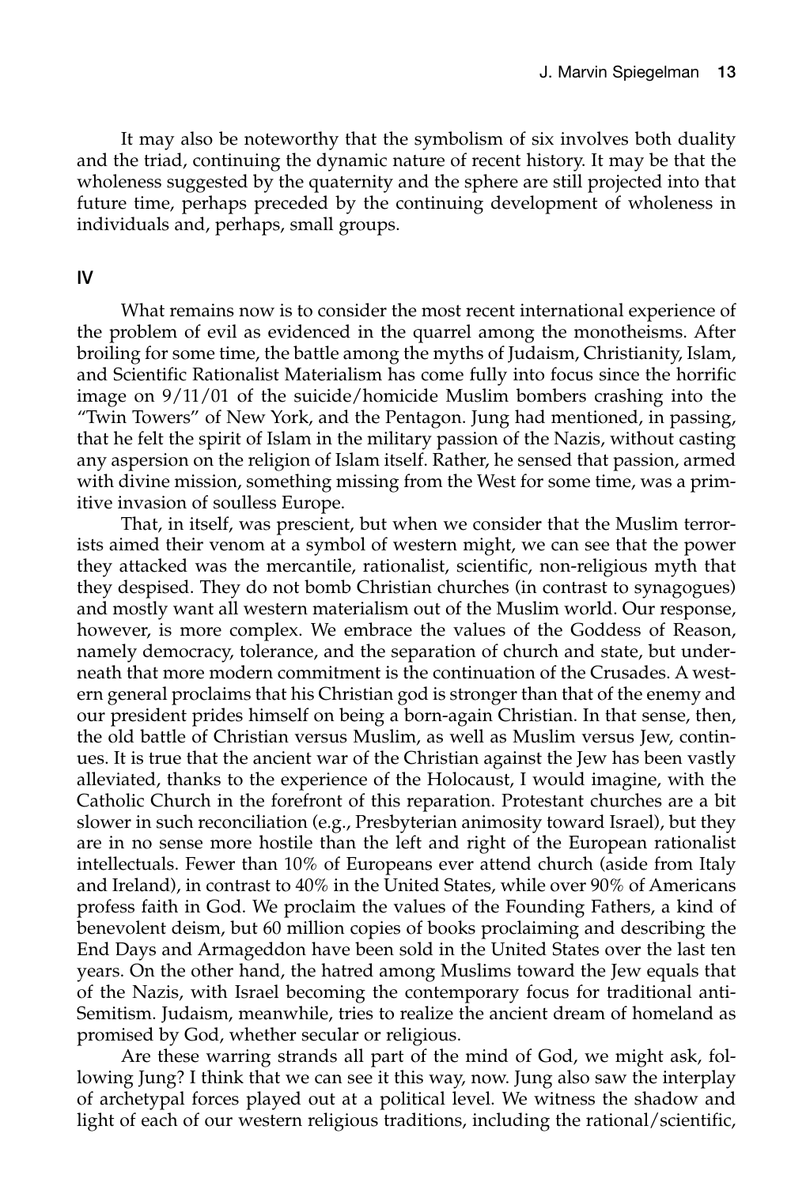It may also be noteworthy that the symbolism of six involves both duality and the triad, continuing the dynamic nature of recent history. It may be that the wholeness suggested by the quaternity and the sphere are still projected into that future time, perhaps preceded by the continuing development of wholeness in individuals and, perhaps, small groups.

## IV

What remains now is to consider the most recent international experience of the problem of evil as evidenced in the quarrel among the monotheisms. After broiling for some time, the battle among the myths of Judaism, Christianity, Islam, and Scientific Rationalist Materialism has come fully into focus since the horrific image on 9/11/01 of the suicide/homicide Muslim bombers crashing into the "Twin Towers" of New York, and the Pentagon. Jung had mentioned, in passing, that he felt the spirit of Islam in the military passion of the Nazis, without casting any aspersion on the religion of Islam itself. Rather, he sensed that passion, armed with divine mission, something missing from the West for some time, was a primitive invasion of soulless Europe.

That, in itself, was prescient, but when we consider that the Muslim terrorists aimed their venom at a symbol of western might, we can see that the power they attacked was the mercantile, rationalist, scientific, non-religious myth that they despised. They do not bomb Christian churches (in contrast to synagogues) and mostly want all western materialism out of the Muslim world. Our response, however, is more complex. We embrace the values of the Goddess of Reason, namely democracy, tolerance, and the separation of church and state, but underneath that more modern commitment is the continuation of the Crusades. A western general proclaims that his Christian god is stronger than that of the enemy and our president prides himself on being a born-again Christian. In that sense, then, the old battle of Christian versus Muslim, as well as Muslim versus Jew, continues. It is true that the ancient war of the Christian against the Jew has been vastly alleviated, thanks to the experience of the Holocaust, I would imagine, with the Catholic Church in the forefront of this reparation. Protestant churches are a bit slower in such reconciliation (e.g., Presbyterian animosity toward Israel), but they are in no sense more hostile than the left and right of the European rationalist intellectuals. Fewer than 10% of Europeans ever attend church (aside from Italy and Ireland), in contrast to 40% in the United States, while over 90% of Americans profess faith in God. We proclaim the values of the Founding Fathers, a kind of benevolent deism, but 60 million copies of books proclaiming and describing the End Days and Armageddon have been sold in the United States over the last ten years. On the other hand, the hatred among Muslims toward the Jew equals that of the Nazis, with Israel becoming the contemporary focus for traditional anti-Semitism. Judaism, meanwhile, tries to realize the ancient dream of homeland as promised by God, whether secular or religious.

Are these warring strands all part of the mind of God, we might ask, following Jung? I think that we can see it this way, now. Jung also saw the interplay of archetypal forces played out at a political level. We witness the shadow and light of each of our western religious traditions, including the rational/scientific,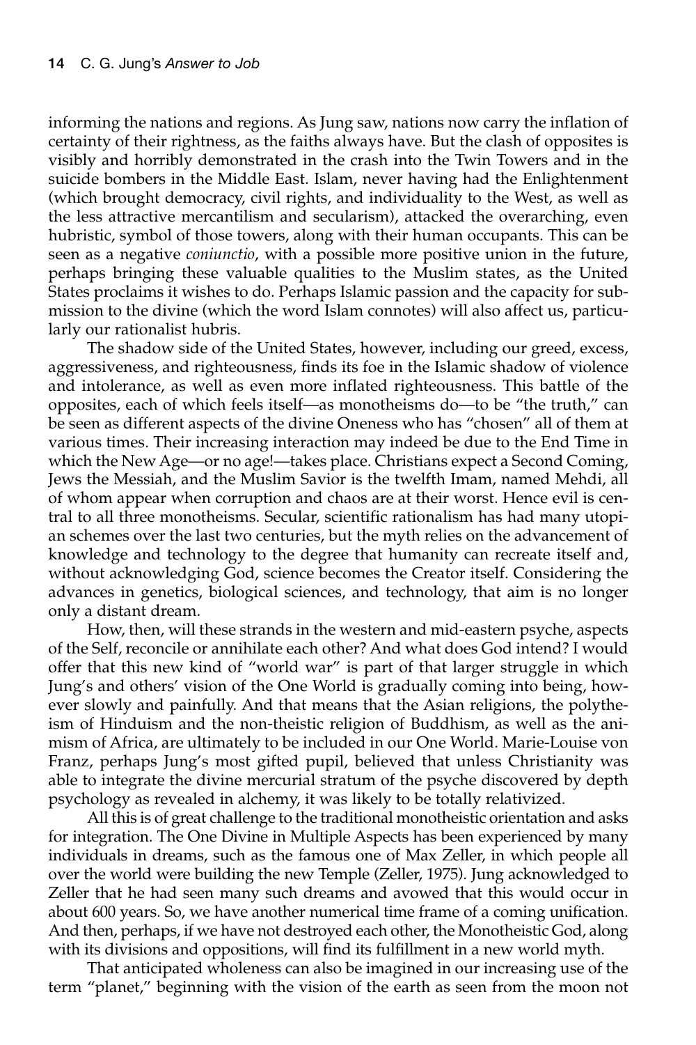informing the nations and regions. As Jung saw, nations now carry the inflation of certainty of their rightness, as the faiths always have. But the clash of opposites is visibly and horribly demonstrated in the crash into the Twin Towers and in the suicide bombers in the Middle East. Islam, never having had the Enlightenment (which brought democracy, civil rights, and individuality to the West, as well as the less attractive mercantilism and secularism), attacked the overarching, even hubristic, symbol of those towers, along with their human occupants. This can be seen as a negative *coniunctio*, with a possible more positive union in the future, perhaps bringing these valuable qualities to the Muslim states, as the United States proclaims it wishes to do. Perhaps Islamic passion and the capacity for submission to the divine (which the word Islam connotes) will also affect us, particularly our rationalist hubris.

The shadow side of the United States, however, including our greed, excess, aggressiveness, and righteousness, finds its foe in the Islamic shadow of violence and intolerance, as well as even more inflated righteousness. This battle of the opposites, each of which feels itself—as monotheisms do—to be "the truth," can be seen as different aspects of the divine Oneness who has "chosen" all of them at various times. Their increasing interaction may indeed be due to the End Time in which the New Age—or no age!—takes place. Christians expect a Second Coming, Jews the Messiah, and the Muslim Savior is the twelfth Imam, named Mehdi, all of whom appear when corruption and chaos are at their worst. Hence evil is central to all three monotheisms. Secular, scientific rationalism has had many utopian schemes over the last two centuries, but the myth relies on the advancement of knowledge and technology to the degree that humanity can recreate itself and, without acknowledging God, science becomes the Creator itself. Considering the advances in genetics, biological sciences, and technology, that aim is no longer only a distant dream.

How, then, will these strands in the western and mid-eastern psyche, aspects of the Self, reconcile or annihilate each other? And what does God intend? I would offer that this new kind of "world war" is part of that larger struggle in which Jung's and others' vision of the One World is gradually coming into being, however slowly and painfully. And that means that the Asian religions, the polytheism of Hinduism and the non-theistic religion of Buddhism, as well as the animism of Africa, are ultimately to be included in our One World. Marie-Louise von Franz, perhaps Jung's most gifted pupil, believed that unless Christianity was able to integrate the divine mercurial stratum of the psyche discovered by depth psychology as revealed in alchemy, it was likely to be totally relativized.

All this is of great challenge to the traditional monotheistic orientation and asks for integration. The One Divine in Multiple Aspects has been experienced by many individuals in dreams, such as the famous one of Max Zeller, in which people all over the world were building the new Temple (Zeller, 1975). Jung acknowledged to Zeller that he had seen many such dreams and avowed that this would occur in about 600 years. So, we have another numerical time frame of a coming unification. And then, perhaps, if we have not destroyed each other, the Monotheistic God, along with its divisions and oppositions, will find its fulfillment in a new world myth.

That anticipated wholeness can also be imagined in our increasing use of the term "planet," beginning with the vision of the earth as seen from the moon not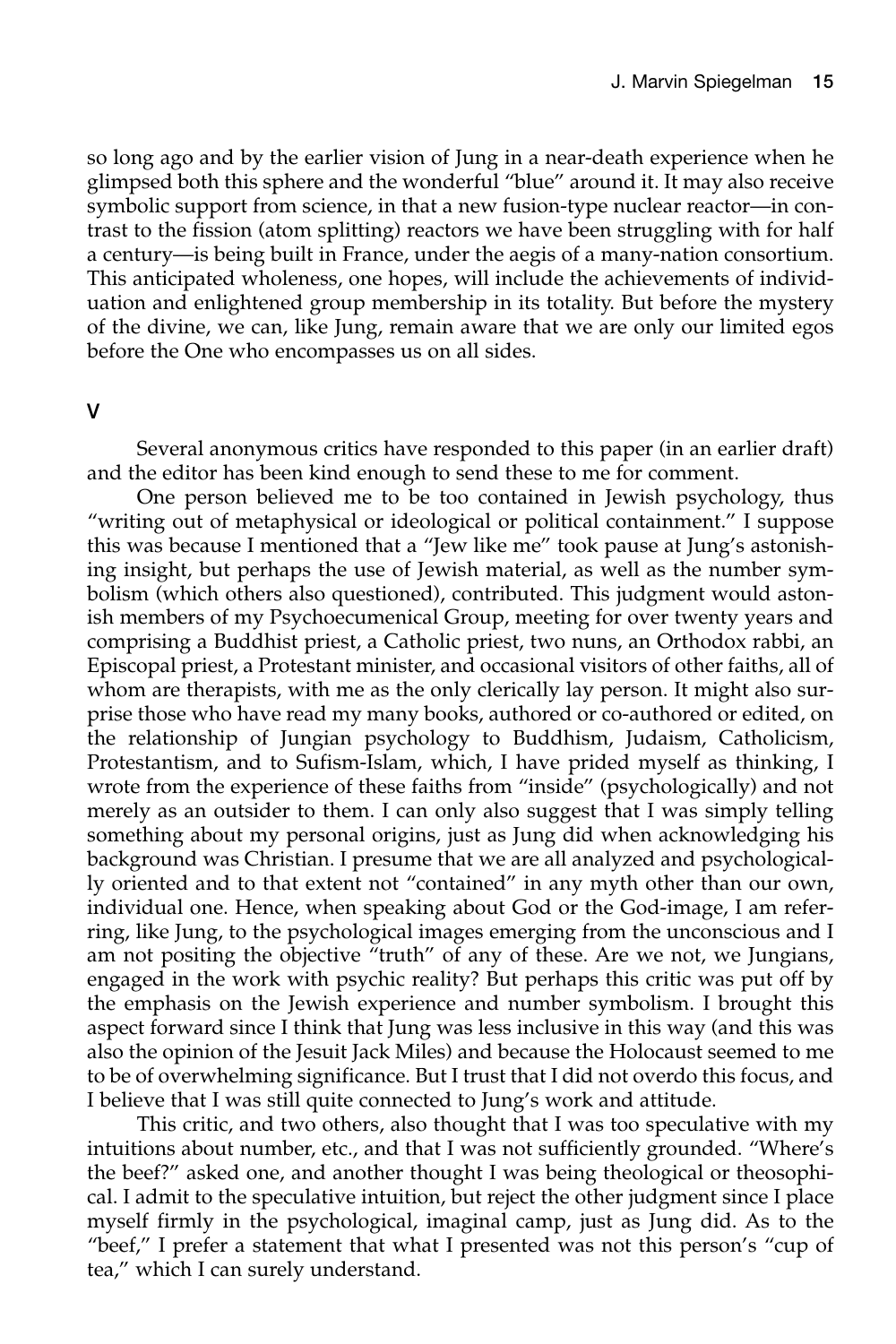so long ago and by the earlier vision of Jung in a near-death experience when he glimpsed both this sphere and the wonderful "blue" around it. It may also receive symbolic support from science, in that a new fusion-type nuclear reactor—in contrast to the fission (atom splitting) reactors we have been struggling with for half a century—is being built in France, under the aegis of a many-nation consortium. This anticipated wholeness, one hopes, will include the achievements of individuation and enlightened group membership in its totality. But before the mystery of the divine, we can, like Jung, remain aware that we are only our limited egos before the One who encompasses us on all sides.

## V

Several anonymous critics have responded to this paper (in an earlier draft) and the editor has been kind enough to send these to me for comment.

One person believed me to be too contained in Jewish psychology, thus "writing out of metaphysical or ideological or political containment." I suppose this was because I mentioned that a "Jew like me" took pause at Jung's astonishing insight, but perhaps the use of Jewish material, as well as the number symbolism (which others also questioned), contributed. This judgment would astonish members of my Psychoecumenical Group, meeting for over twenty years and comprising a Buddhist priest, a Catholic priest, two nuns, an Orthodox rabbi, an Episcopal priest, a Protestant minister, and occasional visitors of other faiths, all of whom are therapists, with me as the only clerically lay person. It might also surprise those who have read my many books, authored or co-authored or edited, on the relationship of Jungian psychology to Buddhism, Judaism, Catholicism, Protestantism, and to Sufism-Islam, which, I have prided myself as thinking, I wrote from the experience of these faiths from "inside" (psychologically) and not merely as an outsider to them. I can only also suggest that I was simply telling something about my personal origins, just as Jung did when acknowledging his background was Christian. I presume that we are all analyzed and psychologically oriented and to that extent not "contained" in any myth other than our own, individual one. Hence, when speaking about God or the God-image, I am referring, like Jung, to the psychological images emerging from the unconscious and I am not positing the objective "truth" of any of these. Are we not, we Jungians, engaged in the work with psychic reality? But perhaps this critic was put off by the emphasis on the Jewish experience and number symbolism. I brought this aspect forward since I think that Jung was less inclusive in this way (and this was also the opinion of the Jesuit Jack Miles) and because the Holocaust seemed to me to be of overwhelming significance. But I trust that I did not overdo this focus, and I believe that I was still quite connected to Jung's work and attitude.

This critic, and two others, also thought that I was too speculative with my intuitions about number, etc., and that I was not sufficiently grounded. "Where's the beef?" asked one, and another thought I was being theological or theosophical. I admit to the speculative intuition, but reject the other judgment since I place myself firmly in the psychological, imaginal camp, just as Jung did. As to the "beef," I prefer a statement that what I presented was not this person's "cup of tea," which I can surely understand.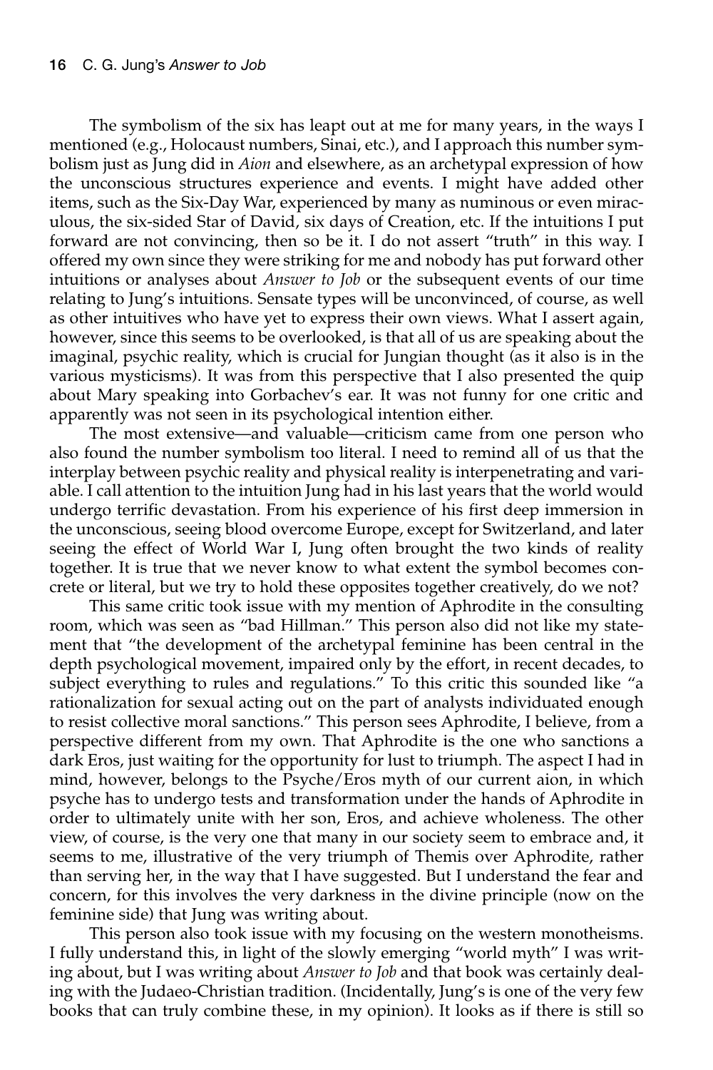The symbolism of the six has leapt out at me for many years, in the ways I mentioned (e.g., Holocaust numbers, Sinai, etc.), and I approach this number symbolism just as Jung did in *Aion* and elsewhere, as an archetypal expression of how the unconscious structures experience and events. I might have added other items, such as the Six-Day War, experienced by many as numinous or even miraculous, the six-sided Star of David, six days of Creation, etc. If the intuitions I put forward are not convincing, then so be it. I do not assert "truth" in this way. I offered my own since they were striking for me and nobody has put forward other intuitions or analyses about *Answer to Job* or the subsequent events of our time relating to Jung's intuitions. Sensate types will be unconvinced, of course, as well as other intuitives who have yet to express their own views. What I assert again, however, since this seems to be overlooked, is that all of us are speaking about the imaginal, psychic reality, which is crucial for Jungian thought (as it also is in the various mysticisms). It was from this perspective that I also presented the quip about Mary speaking into Gorbachev's ear. It was not funny for one critic and apparently was not seen in its psychological intention either.

The most extensive—and valuable—criticism came from one person who also found the number symbolism too literal. I need to remind all of us that the interplay between psychic reality and physical reality is interpenetrating and variable. I call attention to the intuition Jung had in his last years that the world would undergo terrific devastation. From his experience of his first deep immersion in the unconscious, seeing blood overcome Europe, except for Switzerland, and later seeing the effect of World War I, Jung often brought the two kinds of reality together. It is true that we never know to what extent the symbol becomes concrete or literal, but we try to hold these opposites together creatively, do we not?

This same critic took issue with my mention of Aphrodite in the consulting room, which was seen as "bad Hillman." This person also did not like my statement that "the development of the archetypal feminine has been central in the depth psychological movement, impaired only by the effort, in recent decades, to subject everything to rules and regulations." To this critic this sounded like "a rationalization for sexual acting out on the part of analysts individuated enough to resist collective moral sanctions." This person sees Aphrodite, I believe, from a perspective different from my own. That Aphrodite is the one who sanctions a dark Eros, just waiting for the opportunity for lust to triumph. The aspect I had in mind, however, belongs to the Psyche/Eros myth of our current aion, in which psyche has to undergo tests and transformation under the hands of Aphrodite in order to ultimately unite with her son, Eros, and achieve wholeness. The other view, of course, is the very one that many in our society seem to embrace and, it seems to me, illustrative of the very triumph of Themis over Aphrodite, rather than serving her, in the way that I have suggested. But I understand the fear and concern, for this involves the very darkness in the divine principle (now on the feminine side) that Jung was writing about.

This person also took issue with my focusing on the western monotheisms. I fully understand this, in light of the slowly emerging "world myth" I was writing about, but I was writing about *Answer to Job* and that book was certainly dealing with the Judaeo-Christian tradition. (Incidentally, Jung's is one of the very few books that can truly combine these, in my opinion). It looks as if there is still so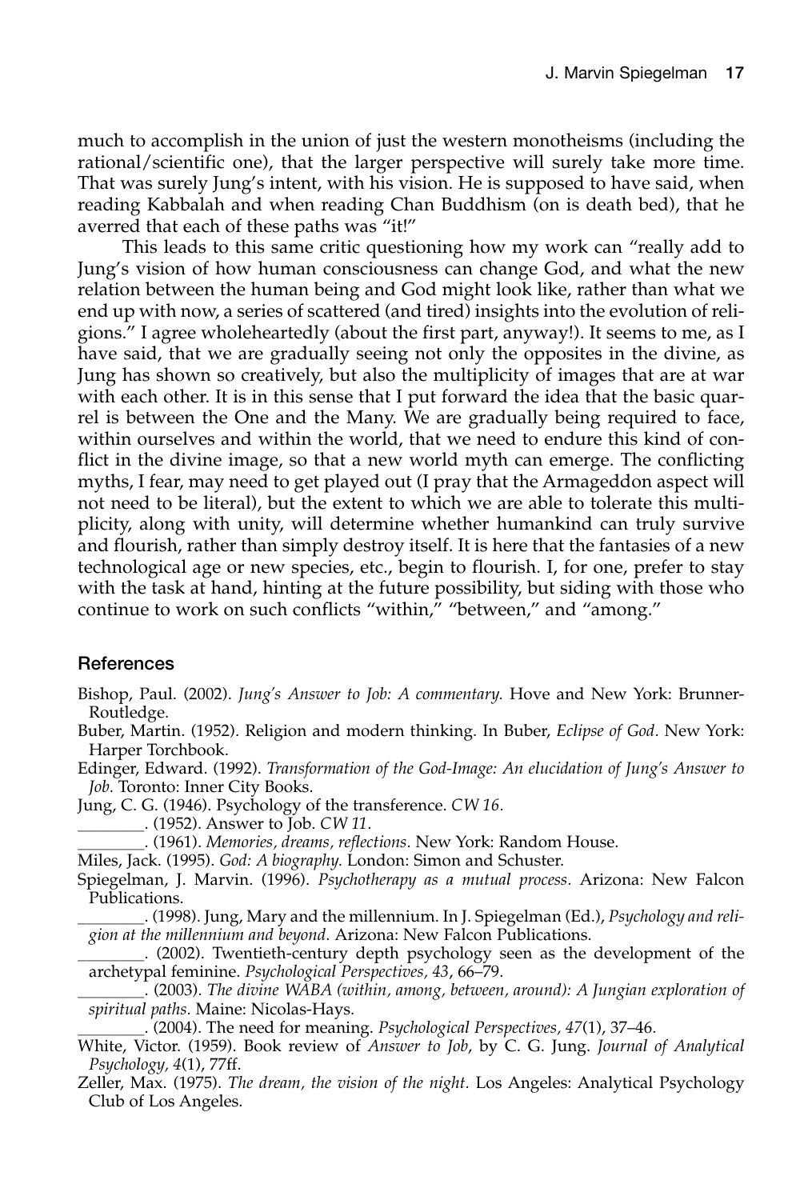much to accomplish in the union of just the western monotheisms (including the rational/scientific one), that the larger perspective will surely take more time. That was surely Jung's intent, with his vision. He is supposed to have said, when reading Kabbalah and when reading Chan Buddhism (on is death bed), that he averred that each of these paths was "it!"

This leads to this same critic questioning how my work can "really add to Jung's vision of how human consciousness can change God, and what the new relation between the human being and God might look like, rather than what we end up with now, a series of scattered (and tired) insights into the evolution of religions." I agree wholeheartedly (about the first part, anyway!). It seems to me, as I have said, that we are gradually seeing not only the opposites in the divine, as Jung has shown so creatively, but also the multiplicity of images that are at war with each other. It is in this sense that I put forward the idea that the basic quarrel is between the One and the Many. We are gradually being required to face, within ourselves and within the world, that we need to endure this kind of conflict in the divine image, so that a new world myth can emerge. The conflicting myths, I fear, may need to get played out (I pray that the Armageddon aspect will not need to be literal), but the extent to which we are able to tolerate this multiplicity, along with unity, will determine whether humankind can truly survive and flourish, rather than simply destroy itself. It is here that the fantasies of a new technological age or new species, etc., begin to flourish. I, for one, prefer to stay with the task at hand, hinting at the future possibility, but siding with those who continue to work on such conflicts "within," "between," and "among."

## References

Bishop, Paul. (2002). *Jung's Answer to Job: A commentary.* Hove and New York: Brunner-Routledge.

Buber, Martin. (1952). Religion and modern thinking. In Buber, *Eclipse of God.* New York: Harper Torchbook.

Edinger, Edward. (1992). *Transformation of the God-Image: An elucidation of Jung's Answer to Job.* Toronto: Inner City Books.

Jung, C. G. (1946). Psychology of the transference. *CW 16.*

________. (1952). Answer to Job. *CW 11.*

________. (1961). *Memories, dreams, reflections.* New York: Random House.

Miles, Jack. (1995). *God: A biography.* London: Simon and Schuster.

Spiegelman, J. Marvin. (1996). *Psychotherapy as a mutual process.* Arizona: New Falcon Publications.

________. (1998). Jung, Mary and the millennium. In J. Spiegelman (Ed.), *Psychology and religion at the millennium and beyond.* Arizona: New Falcon Publications.

________. (2002). Twentieth-century depth psychology seen as the development of the archetypal feminine. *Psychological Perspectives, 43*, 66–79.

________. (2003). *The divine WABA (within, among, between, around): A Jungian exploration of spiritual paths.* Maine: Nicolas-Hays.

________. (2004). The need for meaning. *Psychological Perspectives, 47*(1), 37–46.

White, Victor. (1959). Book review of *Answer to Job*, by C. G. Jung. *Journal of Analytical Psychology, 4*(1), 77ff.

Zeller, Max. (1975). *The dream, the vision of the night.* Los Angeles: Analytical Psychology Club of Los Angeles.